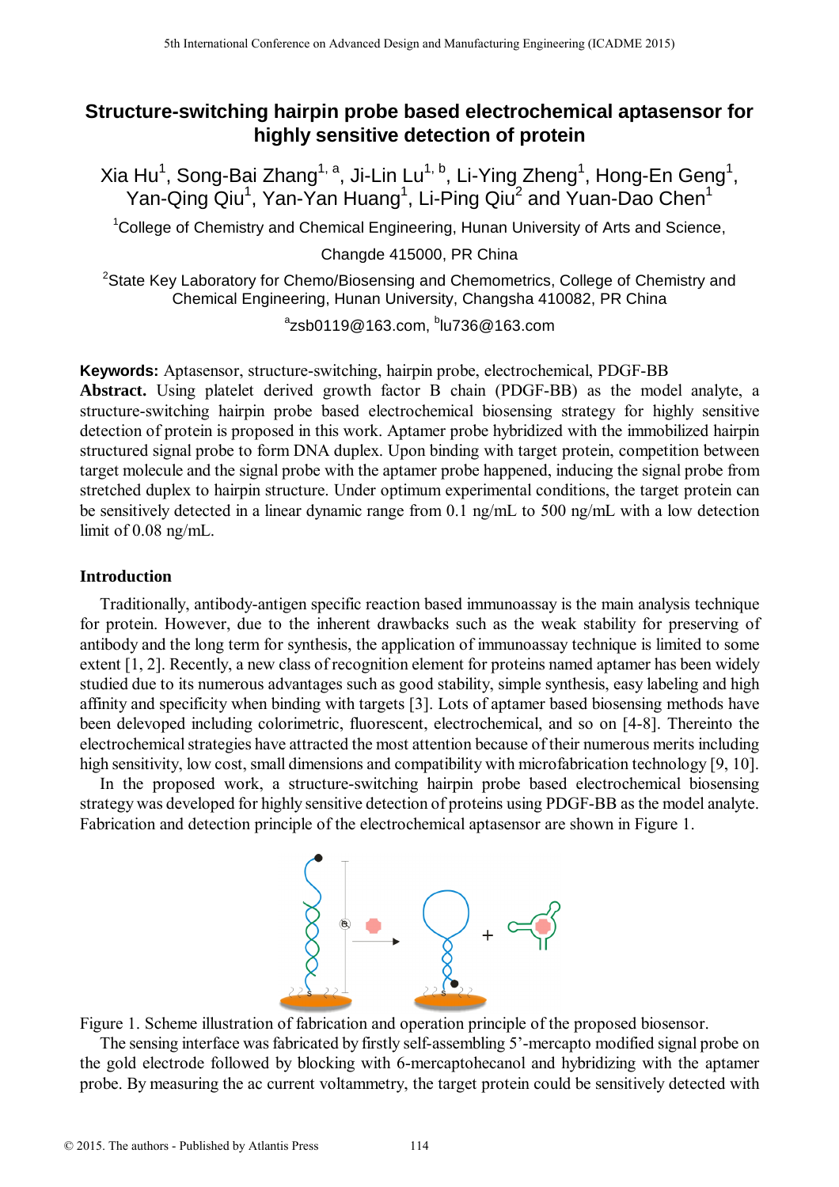# Structure-switching hairpin probe based electrochemical aptasensor for highly sensitive detection of protein

Xia Hu[1], Song-Bai Zhang[1, a], Ji-Lin Lu[1, b], Li-Ying Zheng[1], Hong-En Geng[1], Yan-Qing Qiu[1], Yan-Yan Huang[1], Li-Ping Qiu[2] and Yuan-Dao Chen[1]

[1]College of Chemistry and Chemical Engineering, Hunan University of Arts and Science, Changde 415000, PR China

[2]State Key Laboratory for Chemo/Biosensing and Chemometrics, College of Chemistry and Chemical Engineering, Hunan University, Changsha 410082, PR China

[a]zsb0119@163.com, [b]lu736@163.com

**Keywords:** Aptasensor, structure-switching, hairpin probe, electrochemical, PDGF-BB

**Abstract.** Using platelet derived growth factor B chain (PDGF-BB) as the model analyte, a structure-switching hairpin probe based electrochemical biosensing strategy for highly sensitive detection of protein is proposed in this work. Aptamer probe hybridized with the immobilized hairpin structured signal probe to form DNA duplex. Upon binding with target protein, competition between target molecule and the signal probe with the aptamer probe happened, inducing the signal probe from stretched duplex to hairpin structure. Under optimum experimental conditions, the target protein can be sensitively detected in a linear dynamic range from 0.1 ng/mL to 500 ng/mL with a low detection limit of 0.08 ng/mL.

## Introduction

Traditionally, antibody-antigen specific reaction based immunoassay is the main analysis technique for protein. However, due to the inherent drawbacks such as the weak stability for preserving of antibody and the long term for synthesis, the application of immunoassay technique is limited to some extent [1, 2]. Recently, a new class of recognition element for proteins named aptamer has been widely studied due to its numerous advantages such as good stability, simple synthesis, easy labeling and high affinity and specificity when binding with targets [3]. Lots of aptamer based biosensing methods have been delevoped including colorimetric, fluorescent, electrochemical, and so on [4-8]. Thereinto the electrochemical strategies have attracted the most attention because of their numerous merits including high sensitivity, low cost, small dimensions and compatibility with microfabrication technology [9, 10].

In the proposed work, a structure-switching hairpin probe based electrochemical biosensing strategy was developed for highly sensitive detection of proteins using PDGF-BB as the model analyte. Fabrication and detection principle of the electrochemical aptasensor are shown in Figure 1.

Figure 1. Scheme illustration of fabrication and operation principle of the proposed biosensor.

The sensing interface was fabricated by firstly self-assembling 5'-mercapto modified signal probe on the gold electrode followed by blocking with 6-mercaptohecanol and hybridizing with the aptamer probe. By measuring the ac current voltammetry, the target protein could be sensitively detected with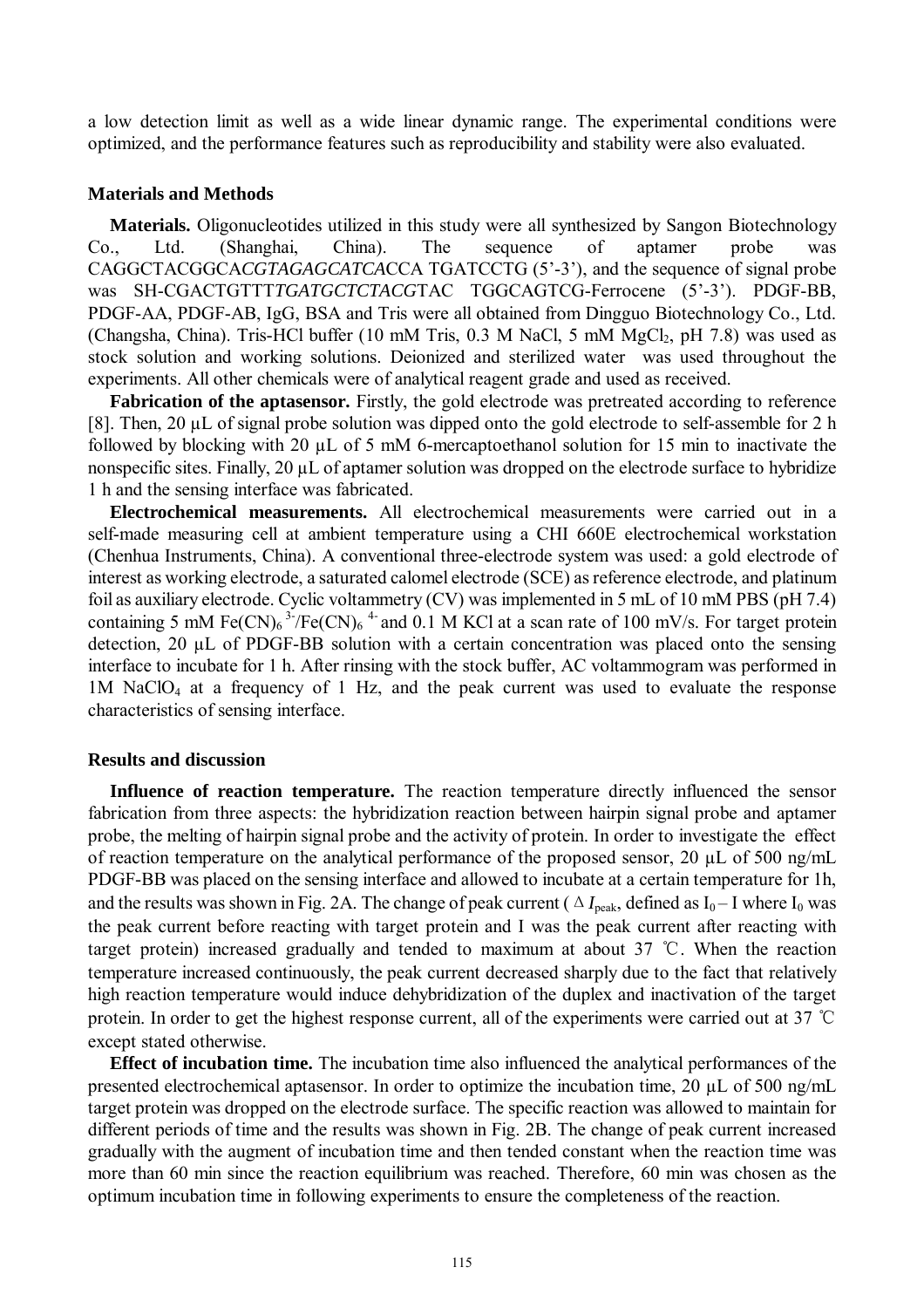a low detection limit as well as a wide linear dynamic range. The experimental conditions were optimized, and the performance features such as reproducibility and stability were also evaluated.

## Materials and Methods

**Materials.** Oligonucleotides utilized in this study were all synthesized by Sangon Biotechnology Co., Ltd. (Shanghai, China). The sequence of aptamer probe was CAGGCTACGGCA*CGTAGAGCATCA*CCA TGATCCTG (5'-3'), and the sequence of signal probe was SH-CGACTGTTT*TGATGCTCTACG*TAC TGGCAGTCG-Ferrocene (5'-3'). PDGF-BB, PDGF-AA, PDGF-AB, IgG, BSA and Tris were all obtained from Dingguo Biotechnology Co., Ltd. (Changsha, China). Tris-HCl buffer (10 mM Tris, 0.3 M NaCl, 5 mM $MgCl_2$, pH 7.8) was used as stock solution and working solutions. Deionized and sterilized water was used throughout the experiments. All other chemicals were of analytical reagent grade and used as received.

**Fabrication of the aptasensor.** Firstly, the gold electrode was pretreated according to reference [8]. Then, 20 μL of signal probe solution was dipped onto the gold electrode to self-assemble for 2 h followed by blocking with 20 μL of 5 mM 6-mercaptoethanol solution for 15 min to inactivate the nonspecific sites. Finally, 20 μL of aptamer solution was dropped on the electrode surface to hybridize 1 h and the sensing interface was fabricated.

**Electrochemical measurements.** All electrochemical measurements were carried out in a self-made measuring cell at ambient temperature using a CHI 660E electrochemical workstation (Chenhua Instruments, China). A conventional three-electrode system was used: a gold electrode of interest as working electrode, a saturated calomel electrode (SCE) as reference electrode, and platinum foil as auxiliary electrode. Cyclic voltammetry (CV) was implemented in 5 mL of 10 mM PBS (pH 7.4) containing 5 mM $Fe(CN)_6^{3-}/Fe(CN)_6^{4-}$ and 0.1 M KCl at a scan rate of 100 mV/s. For target protein detection, 20 μL of PDGF-BB solution with a certain concentration was placed onto the sensing interface to incubate for 1 h. After rinsing with the stock buffer, AC voltammogram was performed in 1M $NaClO_4$ at a frequency of 1 Hz, and the peak current was used to evaluate the response characteristics of sensing interface.

## Results and discussion

**Influence of reaction temperature.** The reaction temperature directly influenced the sensor fabrication from three aspects: the hybridization reaction between hairpin signal probe and aptamer probe, the melting of hairpin signal probe and the activity of protein. In order to investigate the effect of reaction temperature on the analytical performance of the proposed sensor, 20 μL of 500 ng/mL PDGF-BB was placed on the sensing interface and allowed to incubate at a certain temperature for 1h, and the results was shown in Fig. 2A. The change of peak current ($\Delta I_{peak}$, defined as $I_0 - I$ where $I_0$ was the peak current before reacting with target protein and I was the peak current after reacting with target protein) increased gradually and tended to maximum at about 37 ℃. When the reaction temperature increased continuously, the peak current decreased sharply due to the fact that relatively high reaction temperature would induce dehybridization of the duplex and inactivation of the target protein. In order to get the highest response current, all of the experiments were carried out at 37 ℃ except stated otherwise.

**Effect of incubation time.** The incubation time also influenced the analytical performances of the presented electrochemical aptasensor. In order to optimize the incubation time, 20 μL of 500 ng/mL target protein was dropped on the electrode surface. The specific reaction was allowed to maintain for different periods of time and the results was shown in Fig. 2B. The change of peak current increased gradually with the augment of incubation time and then tended constant when the reaction time was more than 60 min since the reaction equilibrium was reached. Therefore, 60 min was chosen as the optimum incubation time in following experiments to ensure the completeness of the reaction.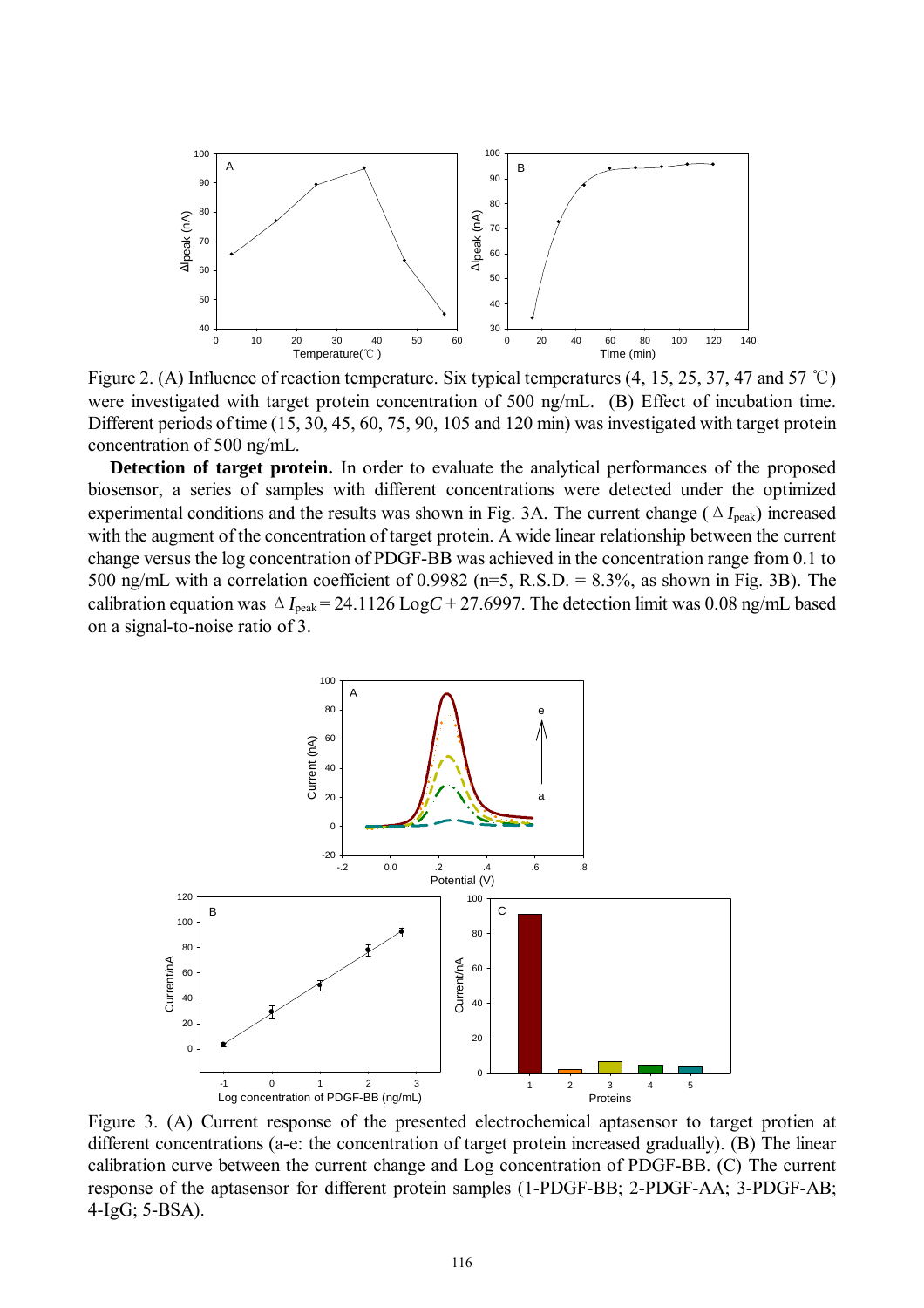Figure 2. (A) Influence of reaction temperature. Six typical temperatures (4, 15, 25, 37, 47 and 57 ℃) were investigated with target protein concentration of 500 ng/mL. (B) Effect of incubation time. Different periods of time (15, 30, 45, 60, 75, 90, 105 and 120 min) was investigated with target protein concentration of 500 ng/mL.

**Detection of target protein.** In order to evaluate the analytical performances of the proposed biosensor, a series of samples with different concentrations were detected under the optimized experimental conditions and the results was shown in Fig. 3A. The current change ($\Delta I_{peak}$) increased with the augment of the concentration of target protein. A wide linear relationship between the current change versus the log concentration of PDGF-BB was achieved in the concentration range from 0.1 to 500 ng/mL with a correlation coefficient of 0.9982 (n=5, R.S.D. = 8.3%, as shown in Fig. 3B). The calibration equation was $\Delta I_{peak} = 24.1126 \, \mathrm{Log}C + 27.6997$. The detection limit was 0.08 ng/mL based on a signal-to-noise ratio of 3.

Figure 3. (A) Current response of the presented electrochemical aptasensor to target protien at different concentrations (a-e: the concentration of target protein increased gradually). (B) The linear calibration curve between the current change and Log concentration of PDGF-BB. (C) The current response of the aptasensor for different protein samples (1-PDGF-BB; 2-PDGF-AA; 3-PDGF-AB; 4-IgG; 5-BSA).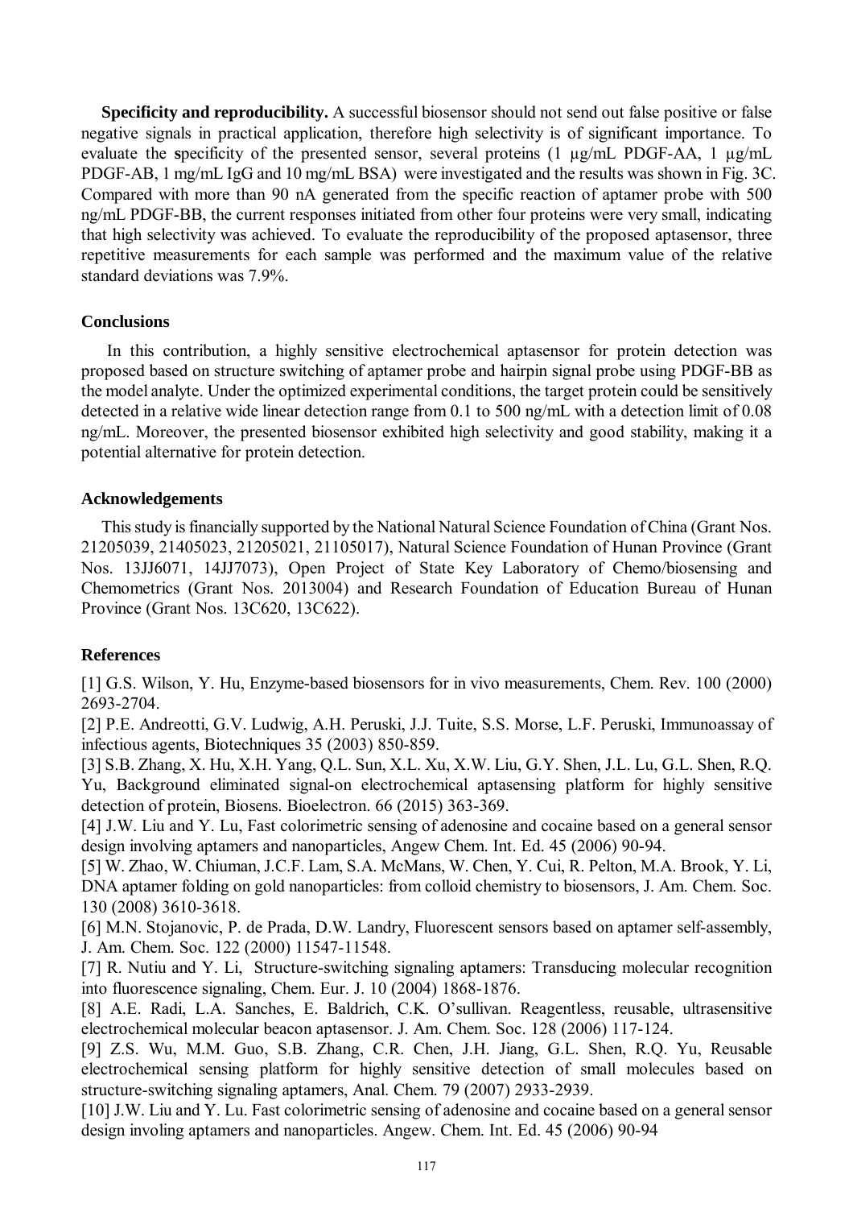**Specificity and reproducibility.** A successful biosensor should not send out false positive or false negative signals in practical application, therefore high selectivity is of significant importance. To evaluate the specificity of the presented sensor, several proteins (1 μg/mL PDGF-AA, 1 μg/mL PDGF-AB, 1 mg/mL IgG and 10 mg/mL BSA) were investigated and the results was shown in Fig. 3C. Compared with more than 90 nA generated from the specific reaction of aptamer probe with 500 ng/mL PDGF-BB, the current responses initiated from other four proteins were very small, indicating that high selectivity was achieved. To evaluate the reproducibility of the proposed aptasensor, three repetitive measurements for each sample was performed and the maximum value of the relative standard deviations was 7.9%.

## Conclusions

In this contribution, a highly sensitive electrochemical aptasensor for protein detection was proposed based on structure switching of aptamer probe and hairpin signal probe using PDGF-BB as the model analyte. Under the optimized experimental conditions, the target protein could be sensitively detected in a relative wide linear detection range from 0.1 to 500 ng/mL with a detection limit of 0.08 ng/mL. Moreover, the presented biosensor exhibited high selectivity and good stability, making it a potential alternative for protein detection.

## Acknowledgements

This study is financially supported by the National Natural Science Foundation of China (Grant Nos. 21205039, 21405023, 21205021, 21105017), Natural Science Foundation of Hunan Province (Grant Nos. 13JJ6071, 14JJ7073), Open Project of State Key Laboratory of Chemo/biosensing and Chemometrics (Grant Nos. 2013004) and Research Foundation of Education Bureau of Hunan Province (Grant Nos. 13C620, 13C622).

## References

[1] G.S. Wilson, Y. Hu, Enzyme-based biosensors for in vivo measurements, Chem. Rev. 100 (2000) 2693-2704.

[2] P.E. Andreotti, G.V. Ludwig, A.H. Peruski, J.J. Tuite, S.S. Morse, L.F. Peruski, Immunoassay of infectious agents, Biotechniques 35 (2003) 850-859.

[3] S.B. Zhang, X. Hu, X.H. Yang, Q.L. Sun, X.L. Xu, X.W. Liu, G.Y. Shen, J.L. Lu, G.L. Shen, R.Q. Yu, Background eliminated signal-on electrochemical aptasensing platform for highly sensitive detection of protein, Biosens. Bioelectron. 66 (2015) 363-369.

[4] J.W. Liu and Y. Lu, Fast colorimetric sensing of adenosine and cocaine based on a general sensor design involving aptamers and nanoparticles, Angew Chem. Int. Ed. 45 (2006) 90-94.

[5] W. Zhao, W. Chiuman, J.C.F. Lam, S.A. McMans, W. Chen, Y. Cui, R. Pelton, M.A. Brook, Y. Li, DNA aptamer folding on gold nanoparticles: from colloid chemistry to biosensors, J. Am. Chem. Soc. 130 (2008) 3610-3618.

[6] M.N. Stojanovic, P. de Prada, D.W. Landry, Fluorescent sensors based on aptamer self-assembly, J. Am. Chem. Soc. 122 (2000) 11547-11548.

[7] R. Nutiu and Y. Li, Structure-switching signaling aptamers: Transducing molecular recognition into fluorescence signaling, Chem. Eur. J. 10 (2004) 1868-1876.

[8] A.E. Radi, L.A. Sanches, E. Baldrich, C.K. O'sullivan. Reagentless, reusable, ultrasensitive electrochemical molecular beacon aptasensor. J. Am. Chem. Soc. 128 (2006) 117-124.

[9] Z.S. Wu, M.M. Guo, S.B. Zhang, C.R. Chen, J.H. Jiang, G.L. Shen, R.Q. Yu, Reusable electrochemical sensing platform for highly sensitive detection of small molecules based on structure-switching signaling aptamers, Anal. Chem. 79 (2007) 2933-2939.

[10] J.W. Liu and Y. Lu. Fast colorimetric sensing of adenosine and cocaine based on a general sensor design involing aptamers and nanoparticles. Angew. Chem. Int. Ed. 45 (2006) 90-94